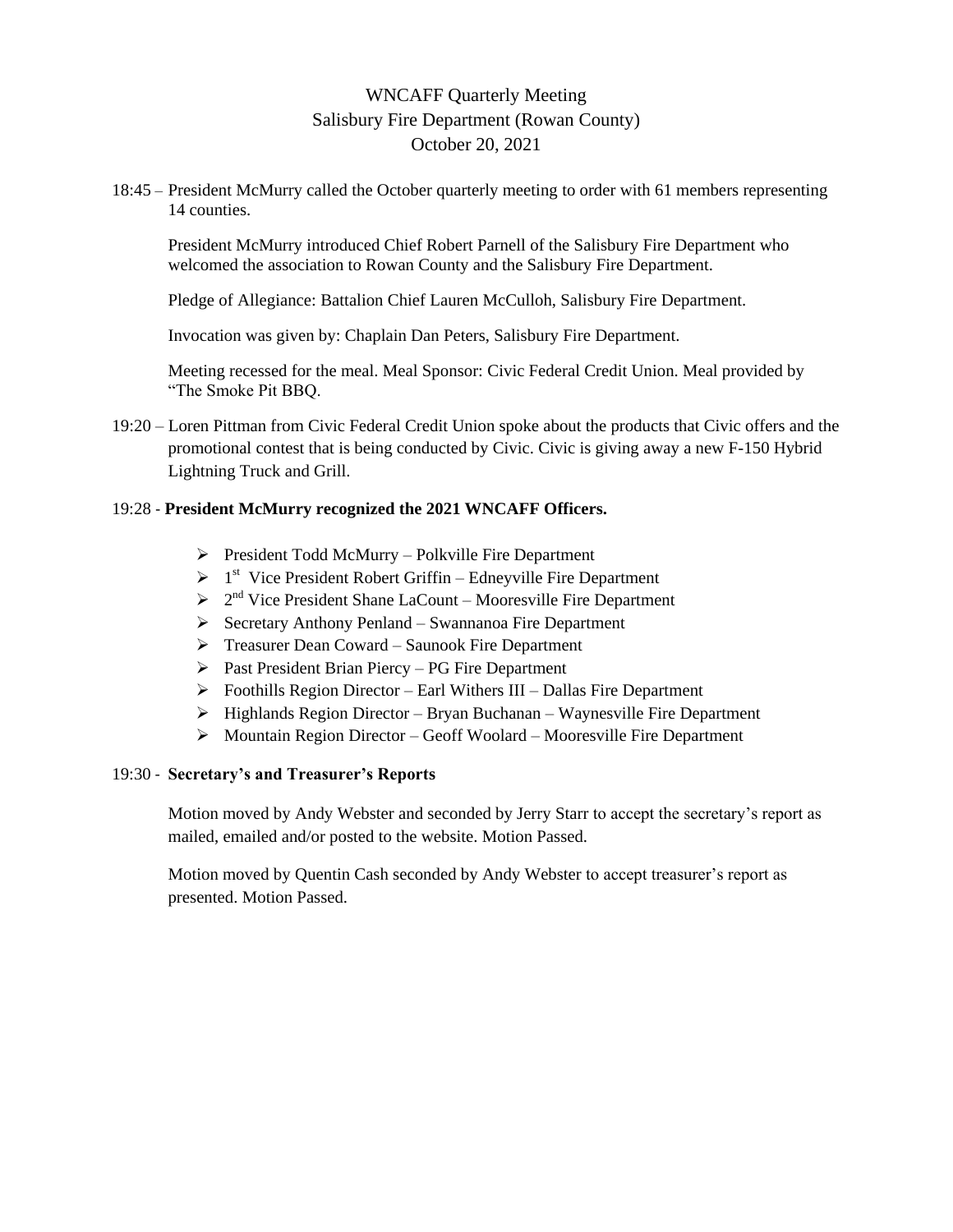# WNCAFF Quarterly Meeting
## Salisbury Fire Department (Rowan County)
## October 20, 2021

18:45 – President McMurry called the October quarterly meeting to order with 61 members representing 14 counties.

President McMurry introduced Chief Robert Parnell of the Salisbury Fire Department who welcomed the association to Rowan County and the Salisbury Fire Department.

Pledge of Allegiance: Battalion Chief Lauren McCulloh, Salisbury Fire Department.

Invocation was given by: Chaplain Dan Peters, Salisbury Fire Department.

Meeting recessed for the meal. Meal Sponsor: Civic Federal Credit Union. Meal provided by "The Smoke Pit BBQ.

19:20 – Loren Pittman from Civic Federal Credit Union spoke about the products that Civic offers and the promotional contest that is being conducted by Civic. Civic is giving away a new F-150 Hybrid Lightning Truck and Grill.

19:28 - **President McMurry recognized the 2021 WNCAFF Officers.**

- President Todd McMurry – Polkville Fire Department
- 1st Vice President Robert Griffin – Edneyville Fire Department
- 2nd Vice President Shane LaCount – Mooresville Fire Department
- Secretary Anthony Penland – Swannanoa Fire Department
- Treasurer Dean Coward – Saunook Fire Department
- Past President Brian Piercy – PG Fire Department
- Foothills Region Director – Earl Withers III – Dallas Fire Department
- Highlands Region Director – Bryan Buchanan – Waynesville Fire Department
- Mountain Region Director – Geoff Woolard – Mooresville Fire Department

19:30 - **Secretary's and Treasurer's Reports**

Motion moved by Andy Webster and seconded by Jerry Starr to accept the secretary's report as mailed, emailed and/or posted to the website. Motion Passed.

Motion moved by Quentin Cash seconded by Andy Webster to accept treasurer's report as presented. Motion Passed.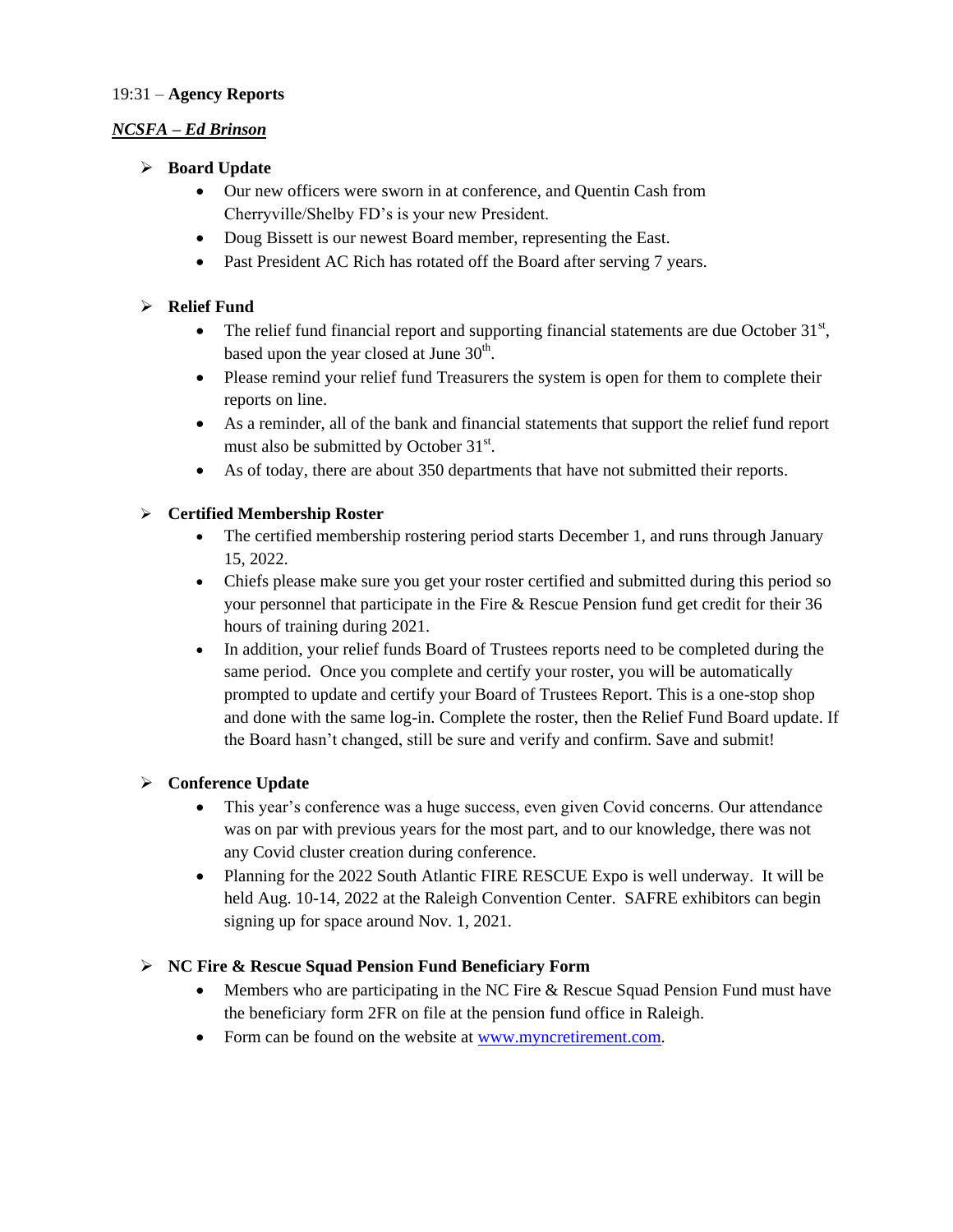19:31 – **Agency Reports**

***NCSFA – Ed Brinson***

- **Board Update**
  - Our new officers were sworn in at conference, and Quentin Cash from Cherryville/Shelby FD's is your new President.
  - Doug Bissett is our newest Board member, representing the East.
  - Past President AC Rich has rotated off the Board after serving 7 years.

- **Relief Fund**
  - The relief fund financial report and supporting financial statements are due October 31st, based upon the year closed at June 30th.
  - Please remind your relief fund Treasurers the system is open for them to complete their reports on line.
  - As a reminder, all of the bank and financial statements that support the relief fund report must also be submitted by October 31st.
  - As of today, there are about 350 departments that have not submitted their reports.

- **Certified Membership Roster**
  - The certified membership rostering period starts December 1, and runs through January 15, 2022.
  - Chiefs please make sure you get your roster certified and submitted during this period so your personnel that participate in the Fire & Rescue Pension fund get credit for their 36 hours of training during 2021.
  - In addition, your relief funds Board of Trustees reports need to be completed during the same period. Once you complete and certify your roster, you will be automatically prompted to update and certify your Board of Trustees Report. This is a one-stop shop and done with the same log-in. Complete the roster, then the Relief Fund Board update. If the Board hasn't changed, still be sure and verify and confirm. Save and submit!

- **Conference Update**
  - This year's conference was a huge success, even given Covid concerns. Our attendance was on par with previous years for the most part, and to our knowledge, there was not any Covid cluster creation during conference.
  - Planning for the 2022 South Atlantic FIRE RESCUE Expo is well underway. It will be held Aug. 10-14, 2022 at the Raleigh Convention Center. SAFRE exhibitors can begin signing up for space around Nov. 1, 2021.

- **NC Fire & Rescue Squad Pension Fund Beneficiary Form**
  - Members who are participating in the NC Fire & Rescue Squad Pension Fund must have the beneficiary form 2FR on file at the pension fund office in Raleigh.
  - Form can be found on the website at www.myncretirement.com.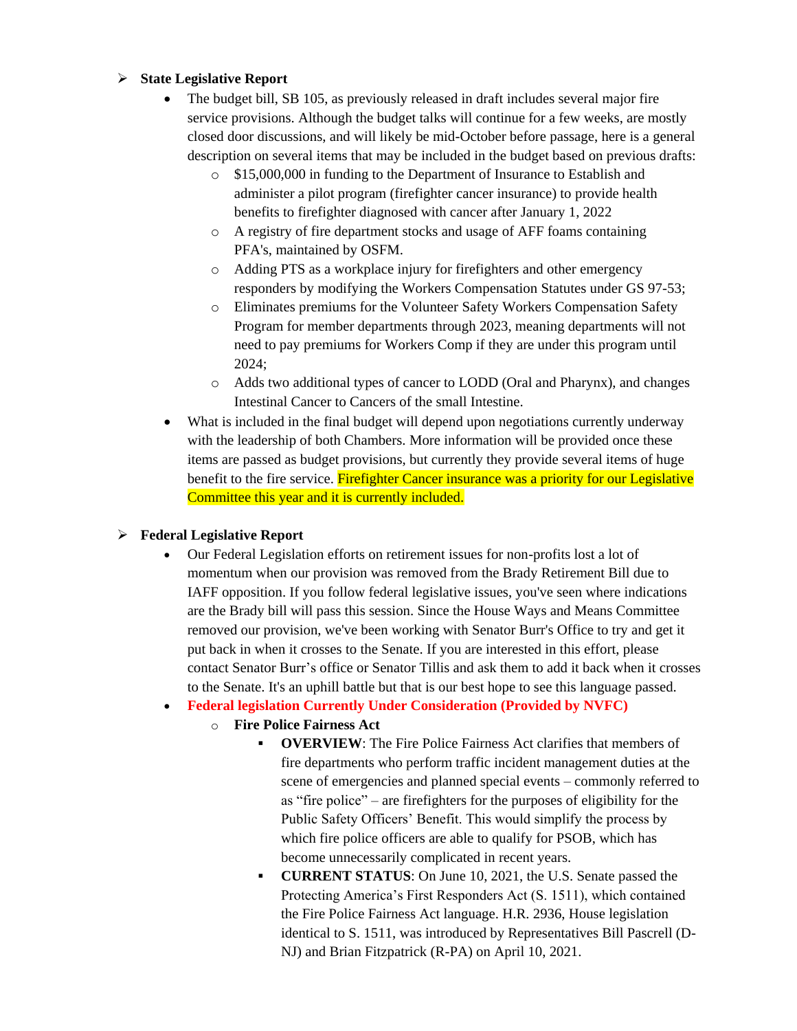- **State Legislative Report**
  - The budget bill, SB 105, as previously released in draft includes several major fire service provisions. Although the budget talks will continue for a few weeks, are mostly closed door discussions, and will likely be mid-October before passage, here is a general description on several items that may be included in the budget based on previous drafts:
    - $15,000,000 in funding to the Department of Insurance to Establish and administer a pilot program (firefighter cancer insurance) to provide health benefits to firefighter diagnosed with cancer after January 1, 2022
    - A registry of fire department stocks and usage of AFF foams containing PFA's, maintained by OSFM.
    - Adding PTS as a workplace injury for firefighters and other emergency responders by modifying the Workers Compensation Statutes under GS 97-53;
    - Eliminates premiums for the Volunteer Safety Workers Compensation Safety Program for member departments through 2023, meaning departments will not need to pay premiums for Workers Comp if they are under this program until 2024;
    - Adds two additional types of cancer to LODD (Oral and Pharynx), and changes Intestinal Cancer to Cancers of the small Intestine.
  - What is included in the final budget will depend upon negotiations currently underway with the leadership of both Chambers. More information will be provided once these items are passed as budget provisions, but currently they provide several items of huge benefit to the fire service. Firefighter Cancer insurance was a priority for our Legislative Committee this year and it is currently included.

- **Federal Legislative Report**
  - Our Federal Legislation efforts on retirement issues for non-profits lost a lot of momentum when our provision was removed from the Brady Retirement Bill due to IAFF opposition. If you follow federal legislative issues, you've seen where indications are the Brady bill will pass this session. Since the House Ways and Means Committee removed our provision, we've been working with Senator Burr's Office to try and get it put back in when it crosses to the Senate. If you are interested in this effort, please contact Senator Burr's office or Senator Tillis and ask them to add it back when it crosses to the Senate. It's an uphill battle but that is our best hope to see this language passed.
  - **Federal legislation Currently Under Consideration (Provided by NVFC)**
    - **Fire Police Fairness Act**
      - **OVERVIEW**: The Fire Police Fairness Act clarifies that members of fire departments who perform traffic incident management duties at the scene of emergencies and planned special events – commonly referred to as "fire police" – are firefighters for the purposes of eligibility for the Public Safety Officers' Benefit. This would simplify the process by which fire police officers are able to qualify for PSOB, which has become unnecessarily complicated in recent years.
      - **CURRENT STATUS**: On June 10, 2021, the U.S. Senate passed the Protecting America's First Responders Act (S. 1511), which contained the Fire Police Fairness Act language. H.R. 2936, House legislation identical to S. 1511, was introduced by Representatives Bill Pascrell (D-NJ) and Brian Fitzpatrick (R-PA) on April 10, 2021.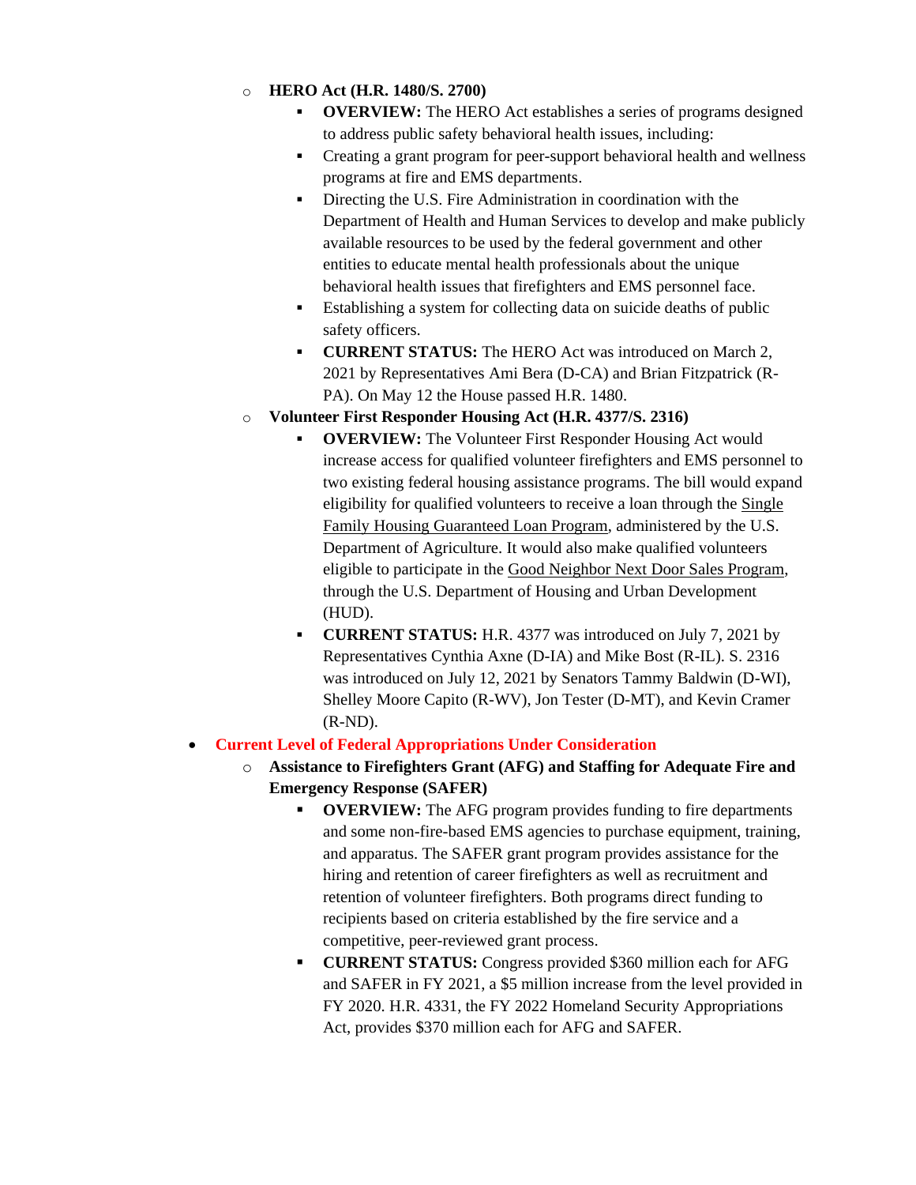- **HERO Act (H.R. 1480/S. 2700)**
  - **OVERVIEW:** The HERO Act establishes a series of programs designed to address public safety behavioral health issues, including:
  - Creating a grant program for peer-support behavioral health and wellness programs at fire and EMS departments.
  - Directing the U.S. Fire Administration in coordination with the Department of Health and Human Services to develop and make publicly available resources to be used by the federal government and other entities to educate mental health professionals about the unique behavioral health issues that firefighters and EMS personnel face.
  - Establishing a system for collecting data on suicide deaths of public safety officers.
  - **CURRENT STATUS:** The HERO Act was introduced on March 2, 2021 by Representatives Ami Bera (D-CA) and Brian Fitzpatrick (R-PA). On May 12 the House passed H.R. 1480.
- **Volunteer First Responder Housing Act (H.R. 4377/S. 2316)**
  - **OVERVIEW:** The Volunteer First Responder Housing Act would increase access for qualified volunteer firefighters and EMS personnel to two existing federal housing assistance programs. The bill would expand eligibility for qualified volunteers to receive a loan through the Single Family Housing Guaranteed Loan Program, administered by the U.S. Department of Agriculture. It would also make qualified volunteers eligible to participate in the Good Neighbor Next Door Sales Program, through the U.S. Department of Housing and Urban Development (HUD).
  - **CURRENT STATUS:** H.R. 4377 was introduced on July 7, 2021 by Representatives Cynthia Axne (D-IA) and Mike Bost (R-IL). S. 2316 was introduced on July 12, 2021 by Senators Tammy Baldwin (D-WI), Shelley Moore Capito (R-WV), Jon Tester (D-MT), and Kevin Cramer (R-ND).

- **Current Level of Federal Appropriations Under Consideration**
  - **Assistance to Firefighters Grant (AFG) and Staffing for Adequate Fire and Emergency Response (SAFER)**
    - **OVERVIEW:** The AFG program provides funding to fire departments and some non-fire-based EMS agencies to purchase equipment, training, and apparatus. The SAFER grant program provides assistance for the hiring and retention of career firefighters as well as recruitment and retention of volunteer firefighters. Both programs direct funding to recipients based on criteria established by the fire service and a competitive, peer-reviewed grant process.
    - **CURRENT STATUS:** Congress provided $360 million each for AFG and SAFER in FY 2021, a $5 million increase from the level provided in FY 2020. H.R. 4331, the FY 2022 Homeland Security Appropriations Act, provides $370 million each for AFG and SAFER.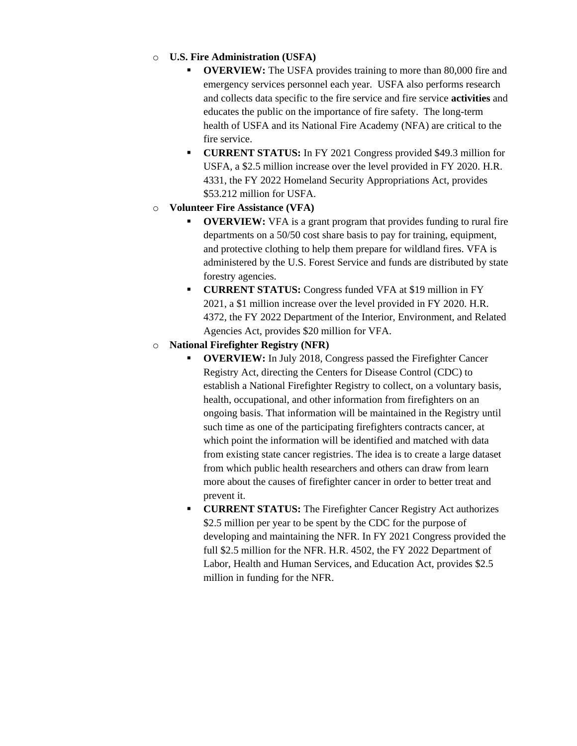- **U.S. Fire Administration (USFA)**
  - **OVERVIEW:** The USFA provides training to more than 80,000 fire and emergency services personnel each year. USFA also performs research and collects data specific to the fire service and fire service **activities** and educates the public on the importance of fire safety. The long-term health of USFA and its National Fire Academy (NFA) are critical to the fire service.
  - **CURRENT STATUS:** In FY 2021 Congress provided $49.3 million for USFA, a $2.5 million increase over the level provided in FY 2020. H.R. 4331, the FY 2022 Homeland Security Appropriations Act, provides $53.212 million for USFA.
- **Volunteer Fire Assistance (VFA)**
  - **OVERVIEW:** VFA is a grant program that provides funding to rural fire departments on a 50/50 cost share basis to pay for training, equipment, and protective clothing to help them prepare for wildland fires. VFA is administered by the U.S. Forest Service and funds are distributed by state forestry agencies.
  - **CURRENT STATUS:** Congress funded VFA at $19 million in FY 2021, a $1 million increase over the level provided in FY 2020. H.R. 4372, the FY 2022 Department of the Interior, Environment, and Related Agencies Act, provides $20 million for VFA.
- **National Firefighter Registry (NFR)**
  - **OVERVIEW:** In July 2018, Congress passed the Firefighter Cancer Registry Act, directing the Centers for Disease Control (CDC) to establish a National Firefighter Registry to collect, on a voluntary basis, health, occupational, and other information from firefighters on an ongoing basis. That information will be maintained in the Registry until such time as one of the participating firefighters contracts cancer, at which point the information will be identified and matched with data from existing state cancer registries. The idea is to create a large dataset from which public health researchers and others can draw from learn more about the causes of firefighter cancer in order to better treat and prevent it.
  - **CURRENT STATUS:** The Firefighter Cancer Registry Act authorizes $2.5 million per year to be spent by the CDC for the purpose of developing and maintaining the NFR. In FY 2021 Congress provided the full $2.5 million for the NFR. H.R. 4502, the FY 2022 Department of Labor, Health and Human Services, and Education Act, provides $2.5 million in funding for the NFR.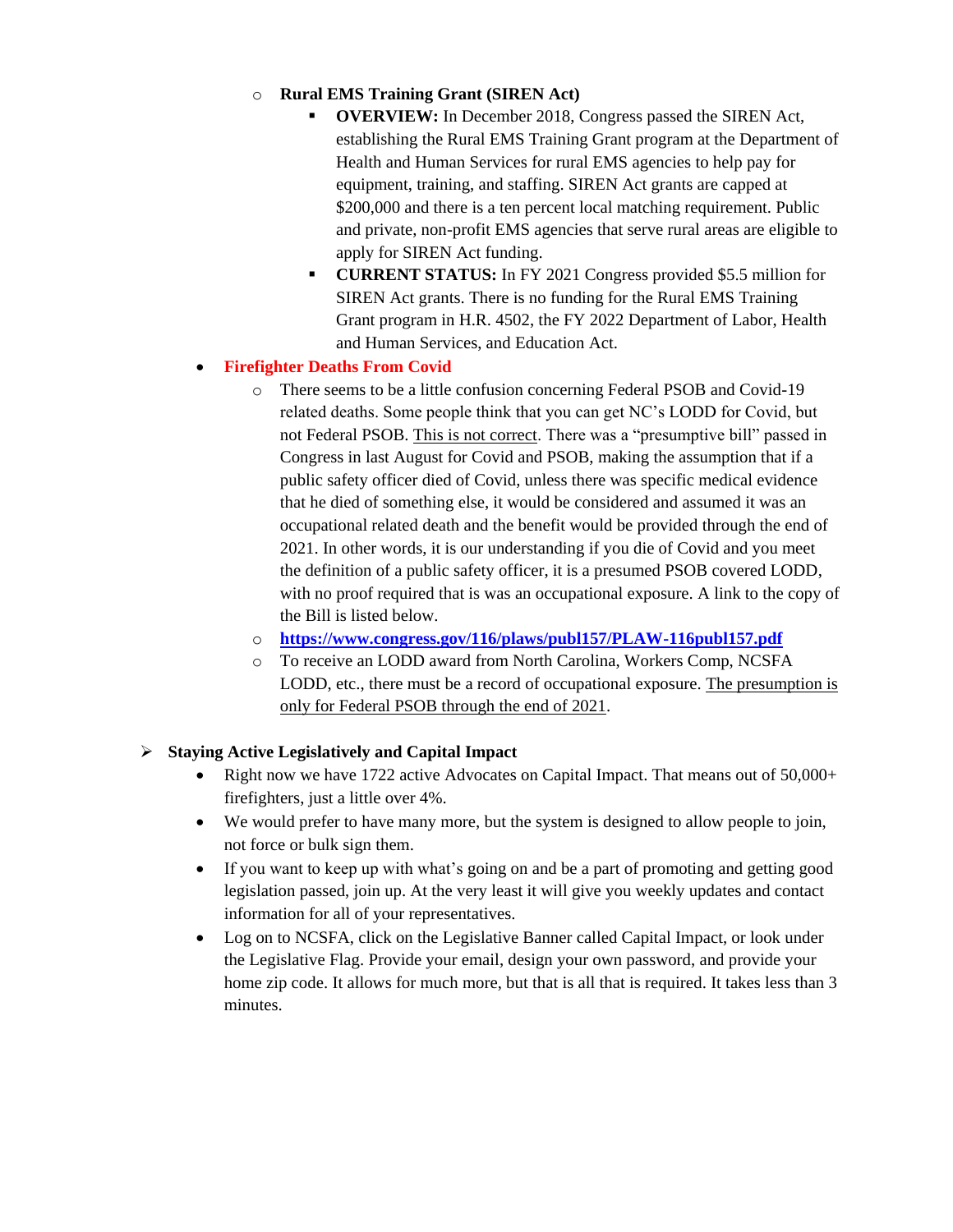- **Rural EMS Training Grant (SIREN Act)**
  - **OVERVIEW:** In December 2018, Congress passed the SIREN Act, establishing the Rural EMS Training Grant program at the Department of Health and Human Services for rural EMS agencies to help pay for equipment, training, and staffing. SIREN Act grants are capped at $200,000 and there is a ten percent local matching requirement. Public and private, non-profit EMS agencies that serve rural areas are eligible to apply for SIREN Act funding.
  - **CURRENT STATUS:** In FY 2021 Congress provided $5.5 million for SIREN Act grants. There is no funding for the Rural EMS Training Grant program in H.R. 4502, the FY 2022 Department of Labor, Health and Human Services, and Education Act.

- **Firefighter Deaths From Covid**
  - There seems to be a little confusion concerning Federal PSOB and Covid-19 related deaths. Some people think that you can get NC's LODD for Covid, but not Federal PSOB. This is not correct. There was a "presumptive bill" passed in Congress in last August for Covid and PSOB, making the assumption that if a public safety officer died of Covid, unless there was specific medical evidence that he died of something else, it would be considered and assumed it was an occupational related death and the benefit would be provided through the end of 2021. In other words, it is our understanding if you die of Covid and you meet the definition of a public safety officer, it is a presumed PSOB covered LODD, with no proof required that is was an occupational exposure. A link to the copy of the Bill is listed below.
  - **https://www.congress.gov/116/plaws/publ157/PLAW-116publ157.pdf**
  - To receive an LODD award from North Carolina, Workers Comp, NCSFA LODD, etc., there must be a record of occupational exposure. The presumption is only for Federal PSOB through the end of 2021.

## Staying Active Legislatively and Capital Impact

- Right now we have 1722 active Advocates on Capital Impact. That means out of 50,000+ firefighters, just a little over 4%.
- We would prefer to have many more, but the system is designed to allow people to join, not force or bulk sign them.
- If you want to keep up with what's going on and be a part of promoting and getting good legislation passed, join up. At the very least it will give you weekly updates and contact information for all of your representatives.
- Log on to NCSFA, click on the Legislative Banner called Capital Impact, or look under the Legislative Flag. Provide your email, design your own password, and provide your home zip code. It allows for much more, but that is all that is required. It takes less than 3 minutes.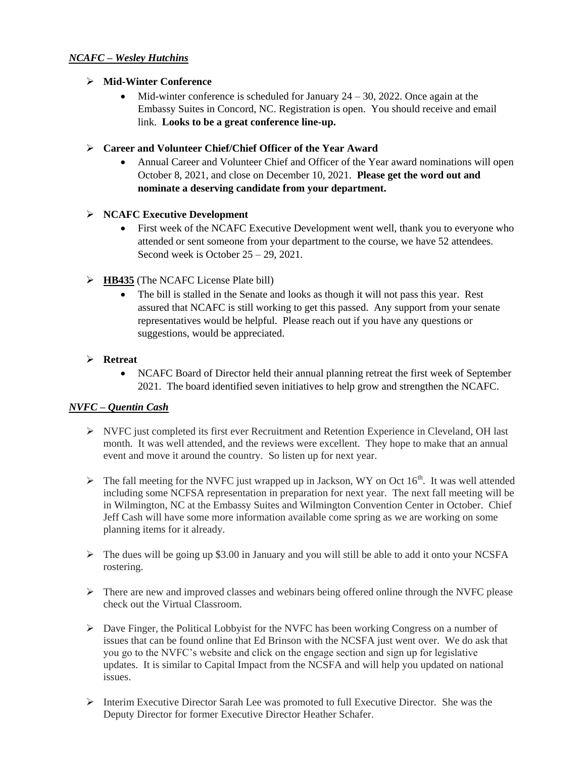***NCAFC – Wesley Hutchins***

- **Mid-Winter Conference**
  - Mid-winter conference is scheduled for January 24 – 30, 2022. Once again at the Embassy Suites in Concord, NC. Registration is open. You should receive and email link. **Looks to be a great conference line-up.**

- **Career and Volunteer Chief/Chief Officer of the Year Award**
  - Annual Career and Volunteer Chief and Officer of the Year award nominations will open October 8, 2021, and close on December 10, 2021. **Please get the word out and nominate a deserving candidate from your department.**

- **NCAFC Executive Development**
  - First week of the NCAFC Executive Development went well, thank you to everyone who attended or sent someone from your department to the course, we have 52 attendees. Second week is October 25 – 29, 2021.

- **HB435** (The NCAFC License Plate bill)
  - The bill is stalled in the Senate and looks as though it will not pass this year. Rest assured that NCAFC is still working to get this passed. Any support from your senate representatives would be helpful. Please reach out if you have any questions or suggestions, would be appreciated.

- **Retreat**
  - NCAFC Board of Director held their annual planning retreat the first week of September 2021. The board identified seven initiatives to help grow and strengthen the NCAFC.

***NVFC – Quentin Cash***

- NVFC just completed its first ever Recruitment and Retention Experience in Cleveland, OH last month. It was well attended, and the reviews were excellent. They hope to make that an annual event and move it around the country. So listen up for next year.

- The fall meeting for the NVFC just wrapped up in Jackson, WY on Oct 16th. It was well attended including some NCFSA representation in preparation for next year. The next fall meeting will be in Wilmington, NC at the Embassy Suites and Wilmington Convention Center in October. Chief Jeff Cash will have some more information available come spring as we are working on some planning items for it already.

- The dues will be going up $3.00 in January and you will still be able to add it onto your NCSFA rostering.

- There are new and improved classes and webinars being offered online through the NVFC please check out the Virtual Classroom.

- Dave Finger, the Political Lobbyist for the NVFC has been working Congress on a number of issues that can be found online that Ed Brinson with the NCSFA just went over. We do ask that you go to the NVFC's website and click on the engage section and sign up for legislative updates. It is similar to Capital Impact from the NCSFA and will help you updated on national issues.

- Interim Executive Director Sarah Lee was promoted to full Executive Director. She was the Deputy Director for former Executive Director Heather Schafer.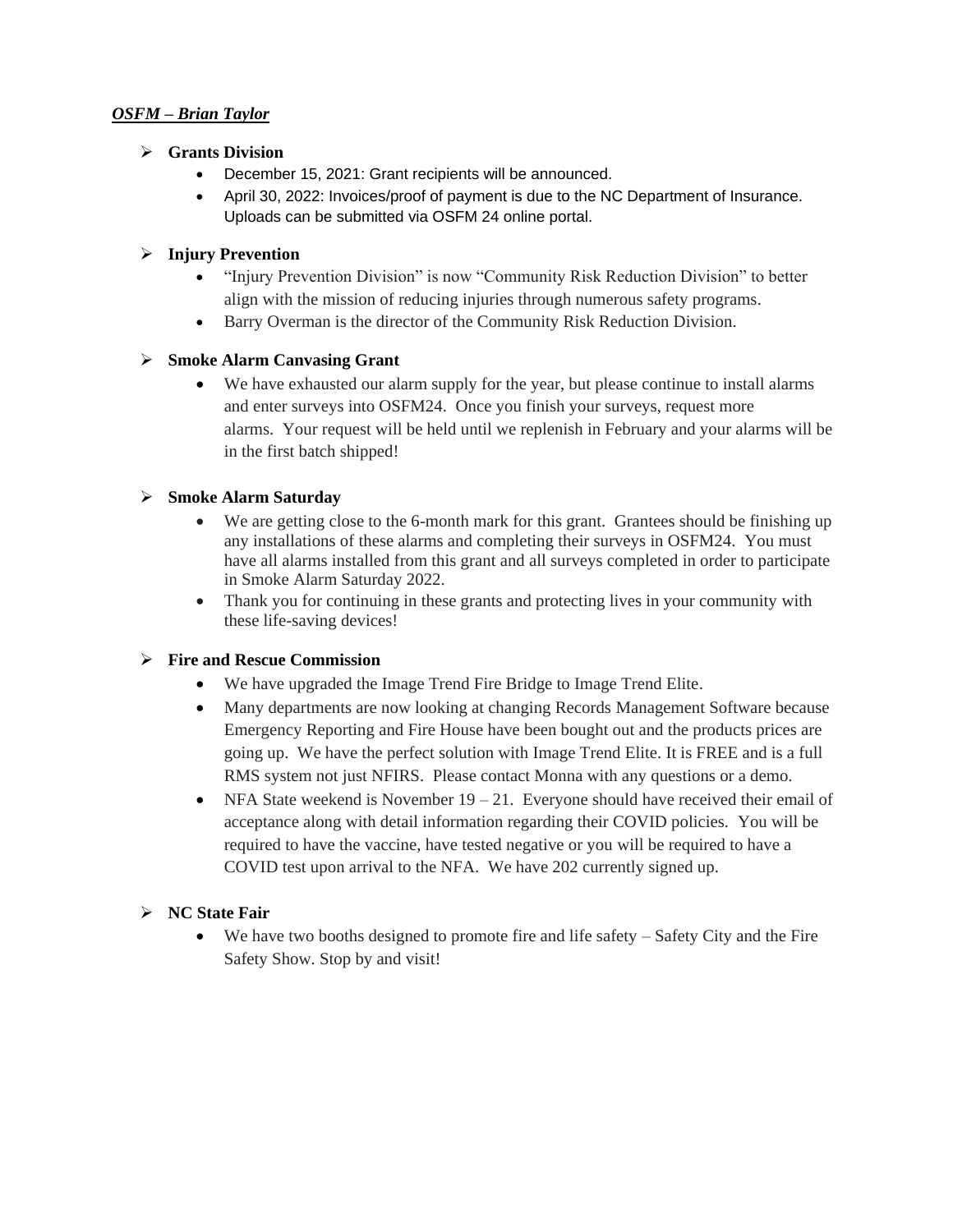***OSFM – Brian Taylor***

- **Grants Division**
  - December 15, 2021: Grant recipients will be announced.
  - April 30, 2022: Invoices/proof of payment is due to the NC Department of Insurance. Uploads can be submitted via OSFM 24 online portal.

- **Injury Prevention**
  - "Injury Prevention Division" is now "Community Risk Reduction Division" to better align with the mission of reducing injuries through numerous safety programs.
  - Barry Overman is the director of the Community Risk Reduction Division.

- **Smoke Alarm Canvasing Grant**
  - We have exhausted our alarm supply for the year, but please continue to install alarms and enter surveys into OSFM24. Once you finish your surveys, request more alarms. Your request will be held until we replenish in February and your alarms will be in the first batch shipped!

- **Smoke Alarm Saturday**
  - We are getting close to the 6-month mark for this grant. Grantees should be finishing up any installations of these alarms and completing their surveys in OSFM24. You must have all alarms installed from this grant and all surveys completed in order to participate in Smoke Alarm Saturday 2022.
  - Thank you for continuing in these grants and protecting lives in your community with these life-saving devices!

- **Fire and Rescue Commission**
  - We have upgraded the Image Trend Fire Bridge to Image Trend Elite.
  - Many departments are now looking at changing Records Management Software because Emergency Reporting and Fire House have been bought out and the products prices are going up. We have the perfect solution with Image Trend Elite. It is FREE and is a full RMS system not just NFIRS. Please contact Monna with any questions or a demo.
  - NFA State weekend is November 19 – 21. Everyone should have received their email of acceptance along with detail information regarding their COVID policies. You will be required to have the vaccine, have tested negative or you will be required to have a COVID test upon arrival to the NFA. We have 202 currently signed up.

- **NC State Fair**
  - We have two booths designed to promote fire and life safety – Safety City and the Fire Safety Show. Stop by and visit!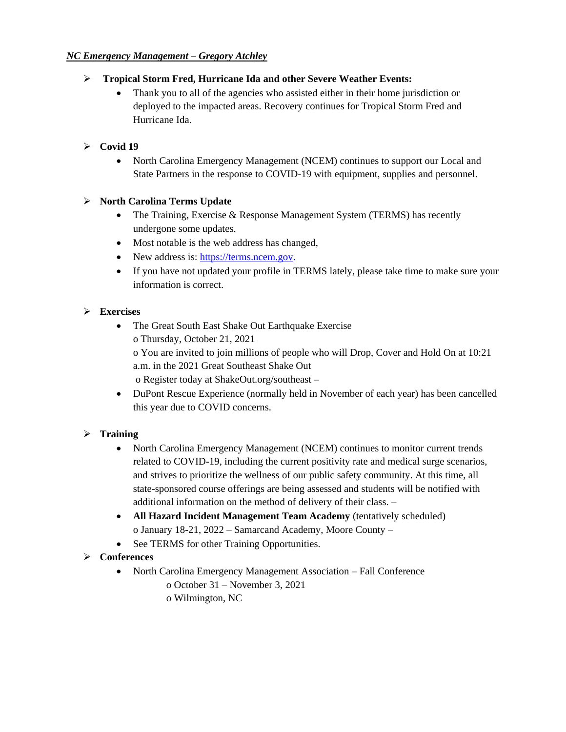***NC Emergency Management – Gregory Atchley***

- **Tropical Storm Fred, Hurricane Ida and other Severe Weather Events:**
  - Thank you to all of the agencies who assisted either in their home jurisdiction or deployed to the impacted areas. Recovery continues for Tropical Storm Fred and Hurricane Ida.

- **Covid 19**
  - North Carolina Emergency Management (NCEM) continues to support our Local and State Partners in the response to COVID-19 with equipment, supplies and personnel.

- **North Carolina Terms Update**
  - The Training, Exercise & Response Management System (TERMS) has recently undergone some updates.
  - Most notable is the web address has changed,
  - New address is: [https://terms.ncem.gov](https://terms.ncem.gov).
  - If you have not updated your profile in TERMS lately, please take time to make sure your information is correct.

- **Exercises**
  - The Great South East Shake Out Earthquake Exercise
    - Thursday, October 21, 2021
    - You are invited to join millions of people who will Drop, Cover and Hold On at 10:21 a.m. in the 2021 Great Southeast Shake Out
    - Register today at ShakeOut.org/southeast –
  - DuPont Rescue Experience (normally held in November of each year) has been cancelled this year due to COVID concerns.

- **Training**
  - North Carolina Emergency Management (NCEM) continues to monitor current trends related to COVID-19, including the current positivity rate and medical surge scenarios, and strives to prioritize the wellness of our public safety community. At this time, all state-sponsored course offerings are being assessed and students will be notified with additional information on the method of delivery of their class. –
  - **All Hazard Incident Management Team Academy** (tentatively scheduled)
    - January 18-21, 2022 – Samarcand Academy, Moore County –
  - See TERMS for other Training Opportunities.

- **Conferences**
  - North Carolina Emergency Management Association – Fall Conference
    - October 31 – November 3, 2021
    - Wilmington, NC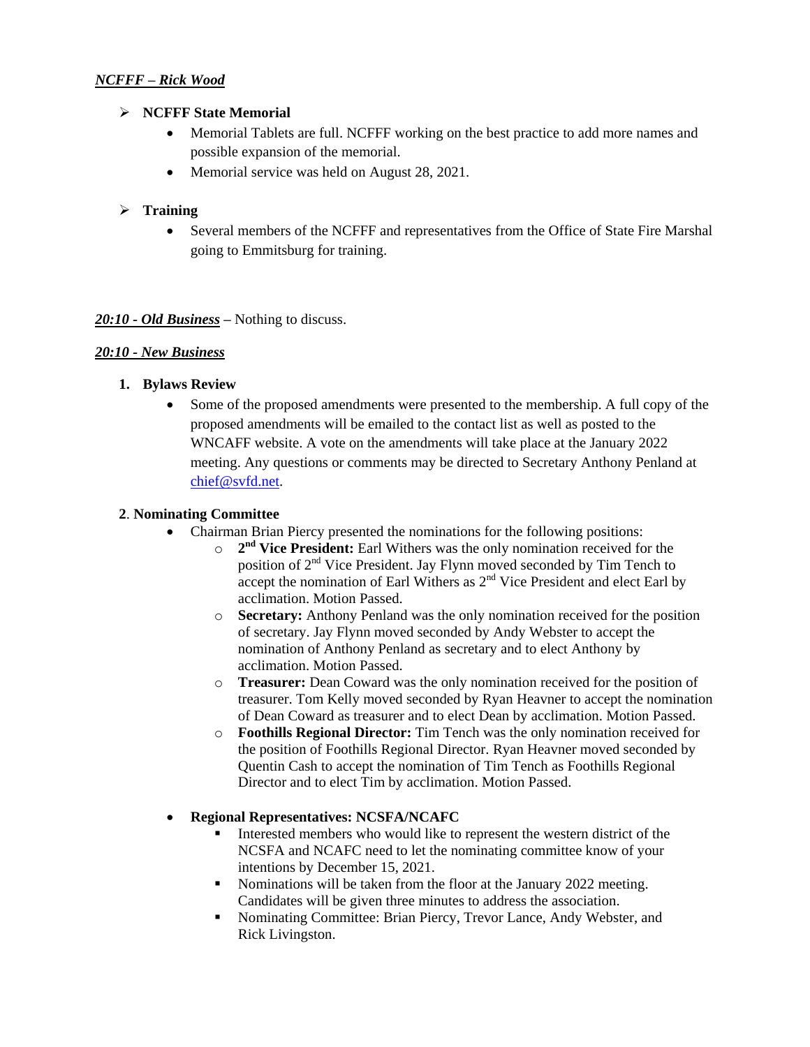***NCFFF – Rick Wood***

- **NCFFF State Memorial**
  - Memorial Tablets are full. NCFFF working on the best practice to add more names and possible expansion of the memorial.
  - Memorial service was held on August 28, 2021.

- **Training**
  - Several members of the NCFFF and representatives from the Office of State Fire Marshal going to Emmitsburg for training.

***20:10 - Old Business*** – Nothing to discuss.

***20:10 - New Business***

1. **Bylaws Review**
   - Some of the proposed amendments were presented to the membership. A full copy of the proposed amendments will be emailed to the contact list as well as posted to the WNCAFF website. A vote on the amendments will take place at the January 2022 meeting. Any questions or comments may be directed to Secretary Anthony Penland at chief@svfd.net.

**2**. **Nominating Committee**

- Chairman Brian Piercy presented the nominations for the following positions:
  - **2nd Vice President:** Earl Withers was the only nomination received for the position of 2nd Vice President. Jay Flynn moved seconded by Tim Tench to accept the nomination of Earl Withers as 2nd Vice President and elect Earl by acclimation. Motion Passed.
  - **Secretary:** Anthony Penland was the only nomination received for the position of secretary. Jay Flynn moved seconded by Andy Webster to accept the nomination of Anthony Penland as secretary and to elect Anthony by acclimation. Motion Passed.
  - **Treasurer:** Dean Coward was the only nomination received for the position of treasurer. Tom Kelly moved seconded by Ryan Heavner to accept the nomination of Dean Coward as treasurer and to elect Dean by acclimation. Motion Passed.
  - **Foothills Regional Director:** Tim Tench was the only nomination received for the position of Foothills Regional Director. Ryan Heavner moved seconded by Quentin Cash to accept the nomination of Tim Tench as Foothills Regional Director and to elect Tim by acclimation. Motion Passed.

- **Regional Representatives: NCSFA/NCAFC**
  - Interested members who would like to represent the western district of the NCSFA and NCAFC need to let the nominating committee know of your intentions by December 15, 2021.
  - Nominations will be taken from the floor at the January 2022 meeting. Candidates will be given three minutes to address the association.
  - Nominating Committee: Brian Piercy, Trevor Lance, Andy Webster, and Rick Livingston.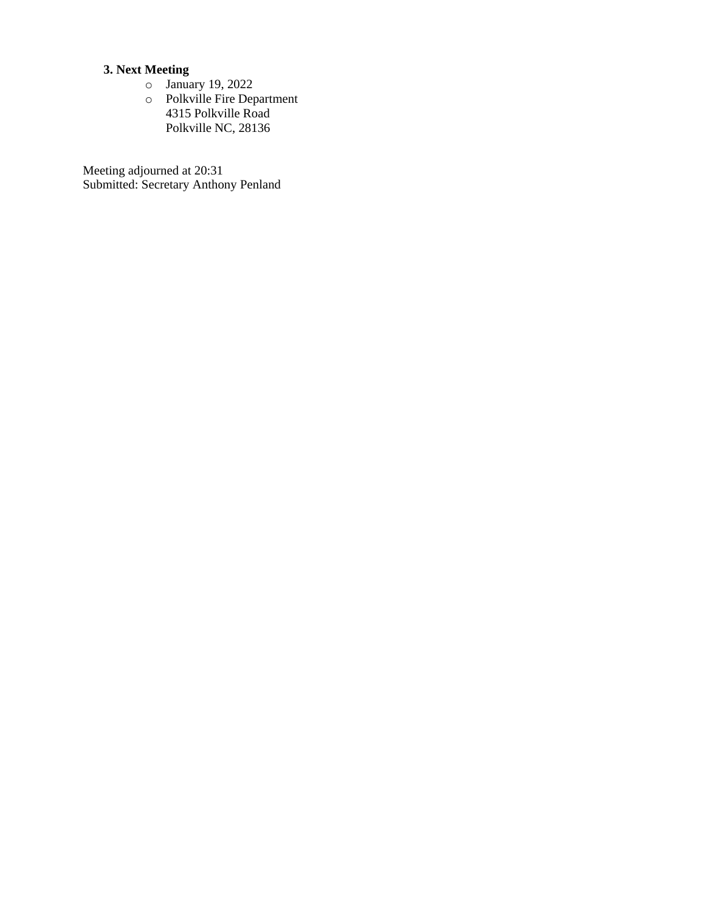**3. Next Meeting**

- January 19, 2022
- Polkville Fire Department
  4315 Polkville Road
  Polkville NC, 28136

Meeting adjourned at 20:31
Submitted: Secretary Anthony Penland